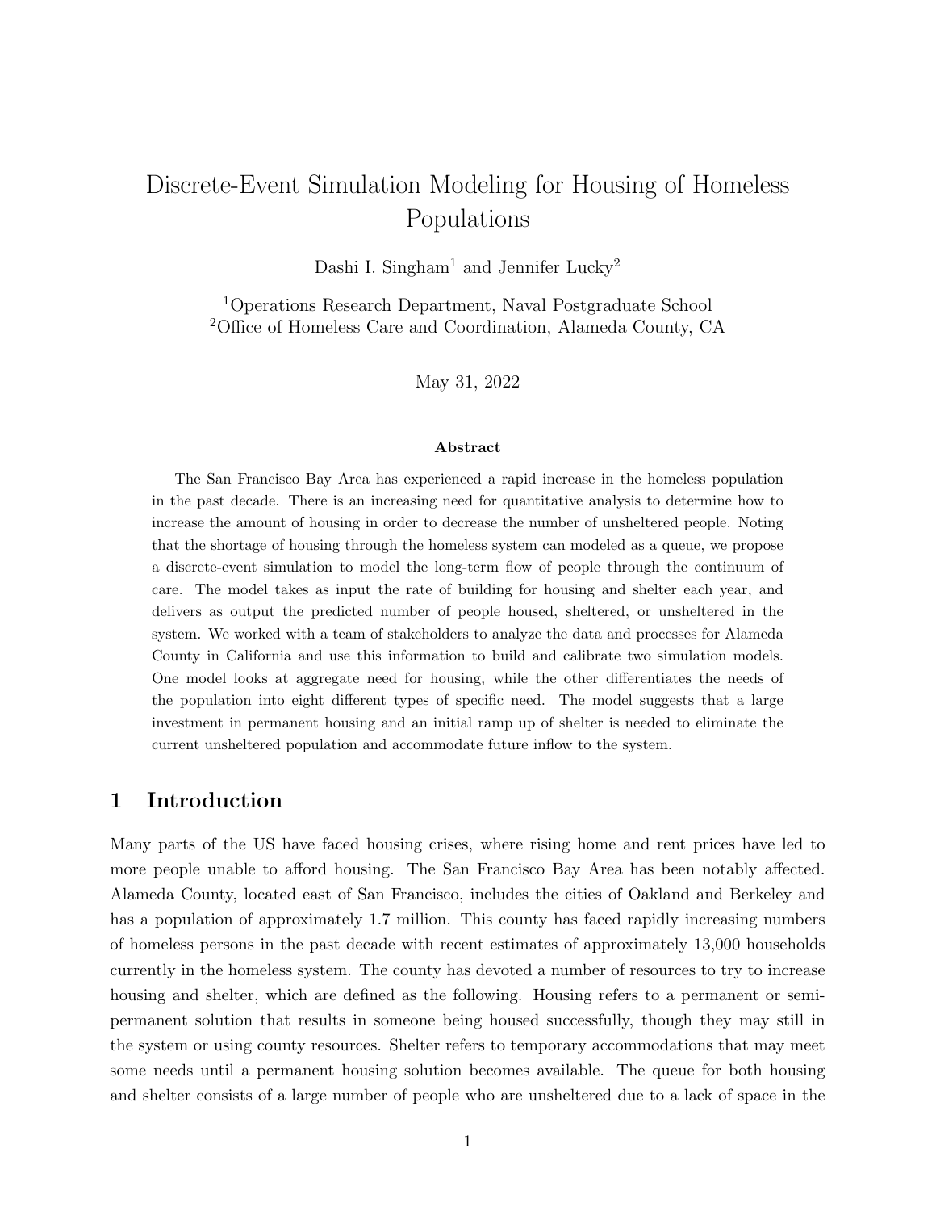# Discrete-Event Simulation Modeling for Housing of Homeless Populations

Dashi I. Singham[1] and Jennifer Lucky[2]

[1]Operations Research Department, Naval Postgraduate School
[2]Office of Homeless Care and Coordination, Alameda County, CA

May 31, 2022

### Abstract

The San Francisco Bay Area has experienced a rapid increase in the homeless population in the past decade. There is an increasing need for quantitative analysis to determine how to increase the amount of housing in order to decrease the number of unsheltered people. Noting that the shortage of housing through the homeless system can modeled as a queue, we propose a discrete-event simulation to model the long-term flow of people through the continuum of care. The model takes as input the rate of building for housing and shelter each year, and delivers as output the predicted number of people housed, sheltered, or unsheltered in the system. We worked with a team of stakeholders to analyze the data and processes for Alameda County in California and use this information to build and calibrate two simulation models. One model looks at aggregate need for housing, while the other differentiates the needs of the population into eight different types of specific need. The model suggests that a large investment in permanent housing and an initial ramp up of shelter is needed to eliminate the current unsheltered population and accommodate future inflow to the system.

## 1 Introduction

Many parts of the US have faced housing crises, where rising home and rent prices have led to more people unable to afford housing. The San Francisco Bay Area has been notably affected. Alameda County, located east of San Francisco, includes the cities of Oakland and Berkeley and has a population of approximately 1.7 million. This county has faced rapidly increasing numbers of homeless persons in the past decade with recent estimates of approximately 13,000 households currently in the homeless system. The county has devoted a number of resources to try to increase housing and shelter, which are defined as the following. Housing refers to a permanent or semi-permanent solution that results in someone being housed successfully, though they may still in the system or using county resources. Shelter refers to temporary accommodations that may meet some needs until a permanent housing solution becomes available. The queue for both housing and shelter consists of a large number of people who are unsheltered due to a lack of space in the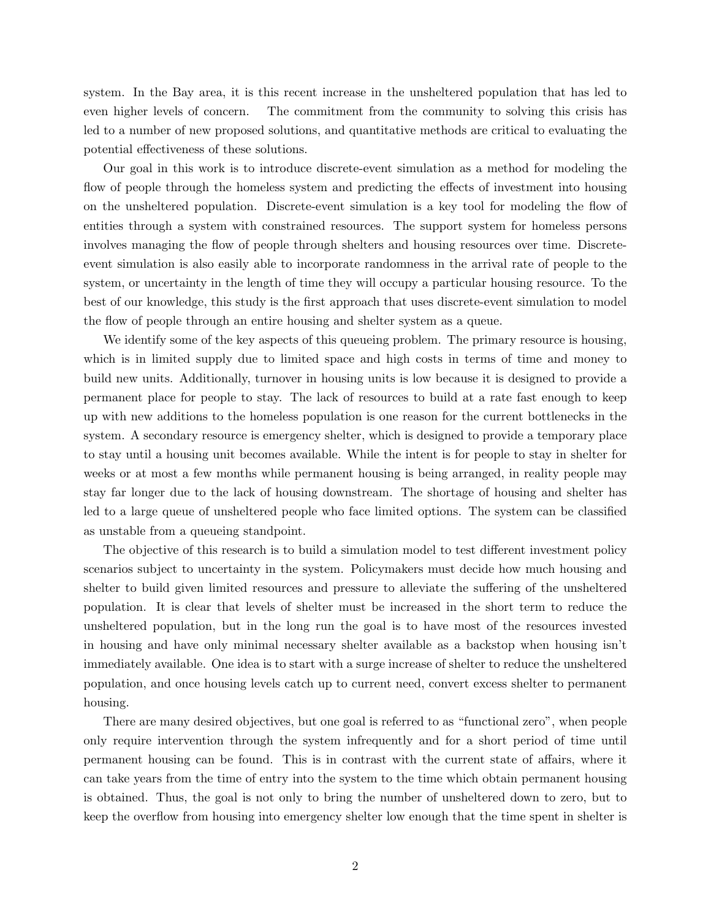system. In the Bay area, it is this recent increase in the unsheltered population that has led to even higher levels of concern. The commitment from the community to solving this crisis has led to a number of new proposed solutions, and quantitative methods are critical to evaluating the potential effectiveness of these solutions.

Our goal in this work is to introduce discrete-event simulation as a method for modeling the flow of people through the homeless system and predicting the effects of investment into housing on the unsheltered population. Discrete-event simulation is a key tool for modeling the flow of entities through a system with constrained resources. The support system for homeless persons involves managing the flow of people through shelters and housing resources over time. Discrete-event simulation is also easily able to incorporate randomness in the arrival rate of people to the system, or uncertainty in the length of time they will occupy a particular housing resource. To the best of our knowledge, this study is the first approach that uses discrete-event simulation to model the flow of people through an entire housing and shelter system as a queue.

We identify some of the key aspects of this queueing problem. The primary resource is housing, which is in limited supply due to limited space and high costs in terms of time and money to build new units. Additionally, turnover in housing units is low because it is designed to provide a permanent place for people to stay. The lack of resources to build at a rate fast enough to keep up with new additions to the homeless population is one reason for the current bottlenecks in the system. A secondary resource is emergency shelter, which is designed to provide a temporary place to stay until a housing unit becomes available. While the intent is for people to stay in shelter for weeks or at most a few months while permanent housing is being arranged, in reality people may stay far longer due to the lack of housing downstream. The shortage of housing and shelter has led to a large queue of unsheltered people who face limited options. The system can be classified as unstable from a queueing standpoint.

The objective of this research is to build a simulation model to test different investment policy scenarios subject to uncertainty in the system. Policymakers must decide how much housing and shelter to build given limited resources and pressure to alleviate the suffering of the unsheltered population. It is clear that levels of shelter must be increased in the short term to reduce the unsheltered population, but in the long run the goal is to have most of the resources invested in housing and have only minimal necessary shelter available as a backstop when housing isn't immediately available. One idea is to start with a surge increase of shelter to reduce the unsheltered population, and once housing levels catch up to current need, convert excess shelter to permanent housing.

There are many desired objectives, but one goal is referred to as "functional zero", when people only require intervention through the system infrequently and for a short period of time until permanent housing can be found. This is in contrast with the current state of affairs, where it can take years from the time of entry into the system to the time which obtain permanent housing is obtained. Thus, the goal is not only to bring the number of unsheltered down to zero, but to keep the overflow from housing into emergency shelter low enough that the time spent in shelter is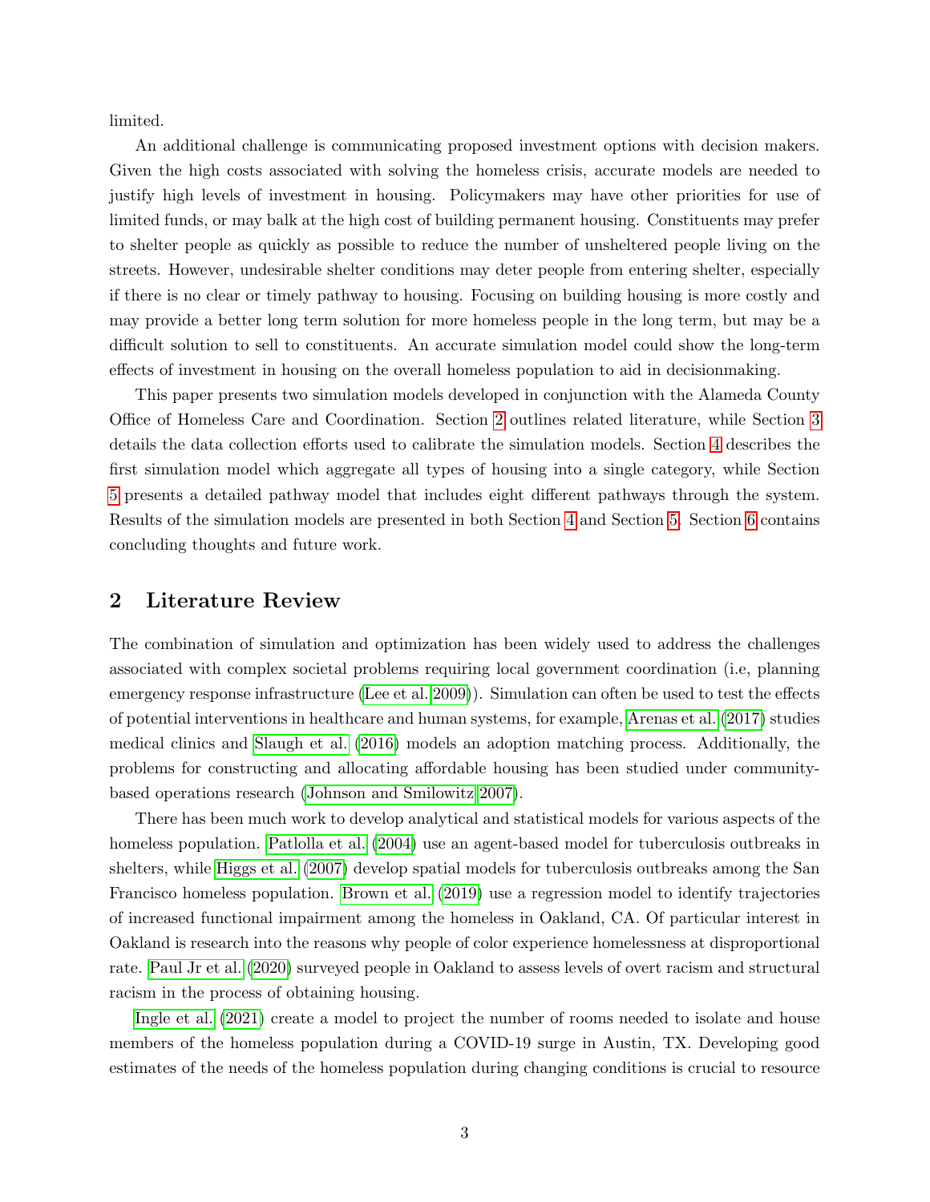limited.

An additional challenge is communicating proposed investment options with decision makers. Given the high costs associated with solving the homeless crisis, accurate models are needed to justify high levels of investment in housing. Policymakers may have other priorities for use of limited funds, or may balk at the high cost of building permanent housing. Constituents may prefer to shelter people as quickly as possible to reduce the number of unsheltered people living on the streets. However, undesirable shelter conditions may deter people from entering shelter, especially if there is no clear or timely pathway to housing. Focusing on building housing is more costly and may provide a better long term solution for more homeless people in the long term, but may be a difficult solution to sell to constituents. An accurate simulation model could show the long-term effects of investment in housing on the overall homeless population to aid in decisionmaking.

This paper presents two simulation models developed in conjunction with the Alameda County Office of Homeless Care and Coordination. Section 2 outlines related literature, while Section 3 details the data collection efforts used to calibrate the simulation models. Section 4 describes the first simulation model which aggregate all types of housing into a single category, while Section 5 presents a detailed pathway model that includes eight different pathways through the system. Results of the simulation models are presented in both Section 4 and Section 5. Section 6 contains concluding thoughts and future work.

## 2 Literature Review

The combination of simulation and optimization has been widely used to address the challenges associated with complex societal problems requiring local government coordination (i.e, planning emergency response infrastructure (Lee et al. 2009)). Simulation can often be used to test the effects of potential interventions in healthcare and human systems, for example, Arenas et al. (2017) studies medical clinics and Slaugh et al. (2016) models an adoption matching process. Additionally, the problems for constructing and allocating affordable housing has been studied under community-based operations research (Johnson and Smilowitz 2007).

There has been much work to develop analytical and statistical models for various aspects of the homeless population. Patlolla et al. (2004) use an agent-based model for tuberculosis outbreaks in shelters, while Higgs et al. (2007) develop spatial models for tuberculosis outbreaks among the San Francisco homeless population. Brown et al. (2019) use a regression model to identify trajectories of increased functional impairment among the homeless in Oakland, CA. Of particular interest in Oakland is research into the reasons why people of color experience homelessness at disproportional rate. Paul Jr et al. (2020) surveyed people in Oakland to assess levels of overt racism and structural racism in the process of obtaining housing.

Ingle et al. (2021) create a model to project the number of rooms needed to isolate and house members of the homeless population during a COVID-19 surge in Austin, TX. Developing good estimates of the needs of the homeless population during changing conditions is crucial to resource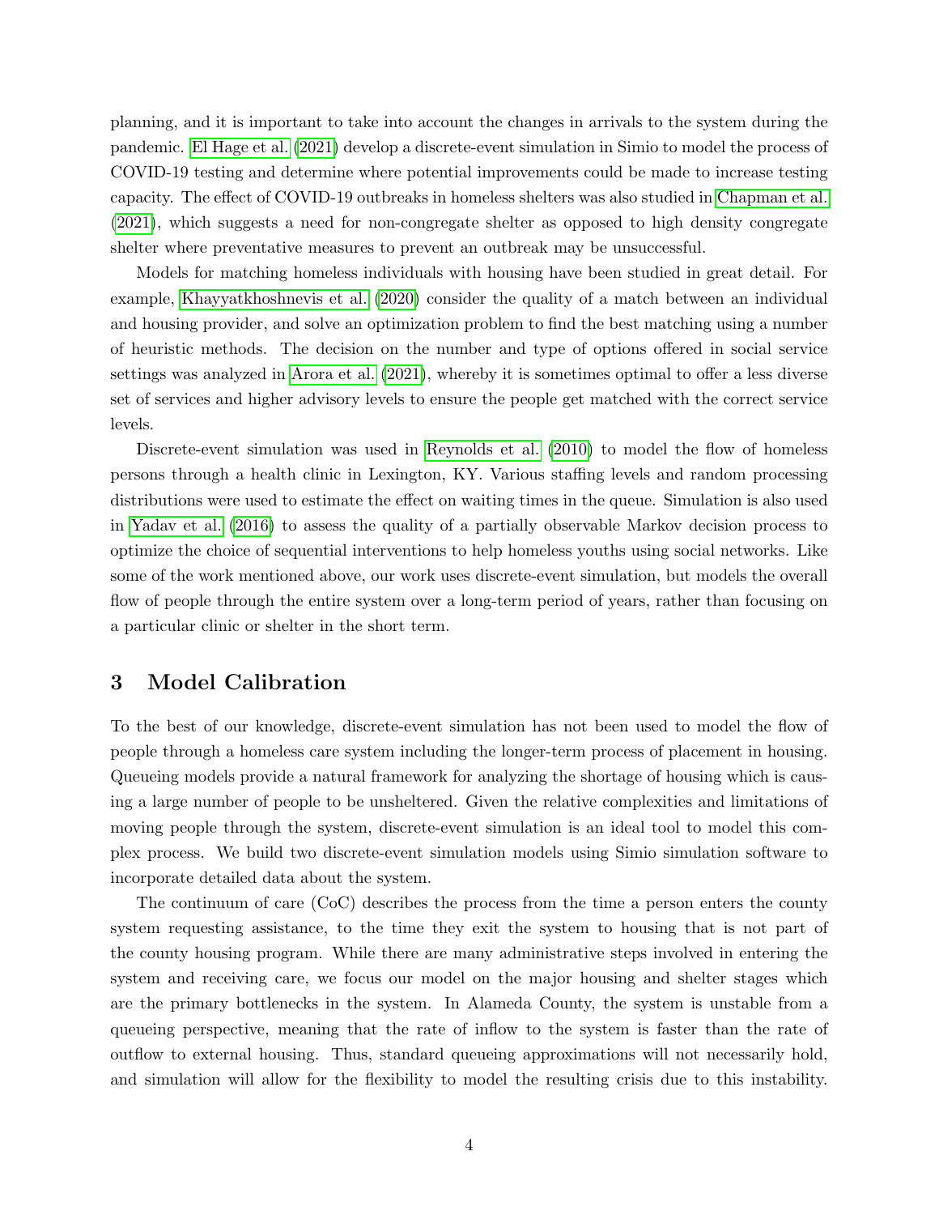planning, and it is important to take into account the changes in arrivals to the system during the pandemic. El Hage et al. (2021) develop a discrete-event simulation in Simio to model the process of COVID-19 testing and determine where potential improvements could be made to increase testing capacity. The effect of COVID-19 outbreaks in homeless shelters was also studied in Chapman et al. (2021), which suggests a need for non-congregate shelter as opposed to high density congregate shelter where preventative measures to prevent an outbreak may be unsuccessful.

Models for matching homeless individuals with housing have been studied in great detail. For example, Khayyatkhoshnevis et al. (2020) consider the quality of a match between an individual and housing provider, and solve an optimization problem to find the best matching using a number of heuristic methods. The decision on the number and type of options offered in social service settings was analyzed in Arora et al. (2021), whereby it is sometimes optimal to offer a less diverse set of services and higher advisory levels to ensure the people get matched with the correct service levels.

Discrete-event simulation was used in Reynolds et al. (2010) to model the flow of homeless persons through a health clinic in Lexington, KY. Various staffing levels and random processing distributions were used to estimate the effect on waiting times in the queue. Simulation is also used in Yadav et al. (2016) to assess the quality of a partially observable Markov decision process to optimize the choice of sequential interventions to help homeless youths using social networks. Like some of the work mentioned above, our work uses discrete-event simulation, but models the overall flow of people through the entire system over a long-term period of years, rather than focusing on a particular clinic or shelter in the short term.

# 3 Model Calibration

To the best of our knowledge, discrete-event simulation has not been used to model the flow of people through a homeless care system including the longer-term process of placement in housing. Queueing models provide a natural framework for analyzing the shortage of housing which is causing a large number of people to be unsheltered. Given the relative complexities and limitations of moving people through the system, discrete-event simulation is an ideal tool to model this complex process. We build two discrete-event simulation models using Simio simulation software to incorporate detailed data about the system.

The continuum of care (CoC) describes the process from the time a person enters the county system requesting assistance, to the time they exit the system to housing that is not part of the county housing program. While there are many administrative steps involved in entering the system and receiving care, we focus our model on the major housing and shelter stages which are the primary bottlenecks in the system. In Alameda County, the system is unstable from a queueing perspective, meaning that the rate of inflow to the system is faster than the rate of outflow to external housing. Thus, standard queueing approximations will not necessarily hold, and simulation will allow for the flexibility to model the resulting crisis due to this instability.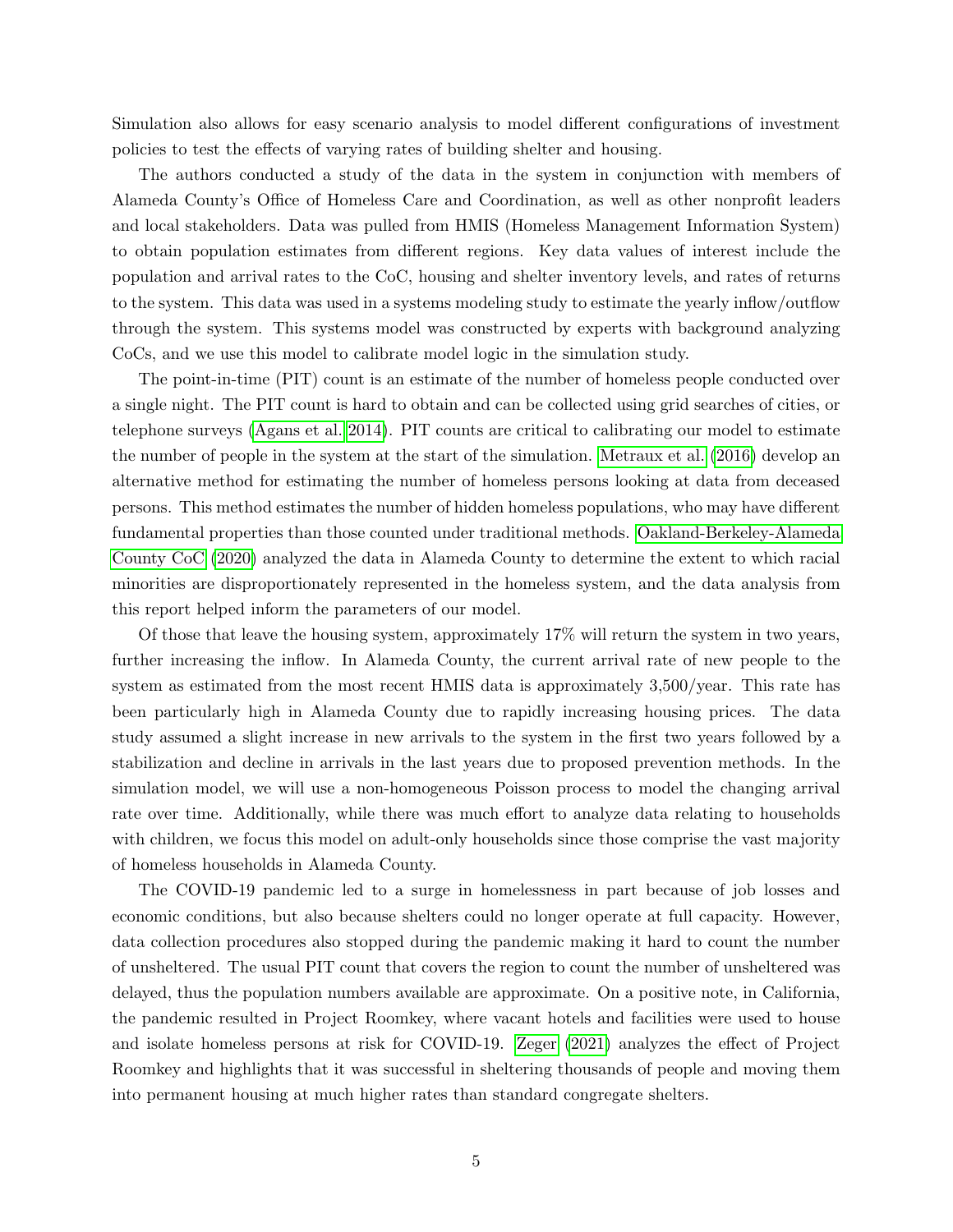Simulation also allows for easy scenario analysis to model different configurations of investment policies to test the effects of varying rates of building shelter and housing.

The authors conducted a study of the data in the system in conjunction with members of Alameda County's Office of Homeless Care and Coordination, as well as other nonprofit leaders and local stakeholders. Data was pulled from HMIS (Homeless Management Information System) to obtain population estimates from different regions. Key data values of interest include the population and arrival rates to the CoC, housing and shelter inventory levels, and rates of returns to the system. This data was used in a systems modeling study to estimate the yearly inflow/outflow through the system. This systems model was constructed by experts with background analyzing CoCs, and we use this model to calibrate model logic in the simulation study.

The point-in-time (PIT) count is an estimate of the number of homeless people conducted over a single night. The PIT count is hard to obtain and can be collected using grid searches of cities, or telephone surveys (Agans et al. 2014). PIT counts are critical to calibrating our model to estimate the number of people in the system at the start of the simulation. Metraux et al. (2016) develop an alternative method for estimating the number of homeless persons looking at data from deceased persons. This method estimates the number of hidden homeless populations, who may have different fundamental properties than those counted under traditional methods. Oakland-Berkeley-Alameda County CoC (2020) analyzed the data in Alameda County to determine the extent to which racial minorities are disproportionately represented in the homeless system, and the data analysis from this report helped inform the parameters of our model.

Of those that leave the housing system, approximately 17% will return the system in two years, further increasing the inflow. In Alameda County, the current arrival rate of new people to the system as estimated from the most recent HMIS data is approximately 3,500/year. This rate has been particularly high in Alameda County due to rapidly increasing housing prices. The data study assumed a slight increase in new arrivals to the system in the first two years followed by a stabilization and decline in arrivals in the last years due to proposed prevention methods. In the simulation model, we will use a non-homogeneous Poisson process to model the changing arrival rate over time. Additionally, while there was much effort to analyze data relating to households with children, we focus this model on adult-only households since those comprise the vast majority of homeless households in Alameda County.

The COVID-19 pandemic led to a surge in homelessness in part because of job losses and economic conditions, but also because shelters could no longer operate at full capacity. However, data collection procedures also stopped during the pandemic making it hard to count the number of unsheltered. The usual PIT count that covers the region to count the number of unsheltered was delayed, thus the population numbers available are approximate. On a positive note, in California, the pandemic resulted in Project Roomkey, where vacant hotels and facilities were used to house and isolate homeless persons at risk for COVID-19. Zeger (2021) analyzes the effect of Project Roomkey and highlights that it was successful in sheltering thousands of people and moving them into permanent housing at much higher rates than standard congregate shelters.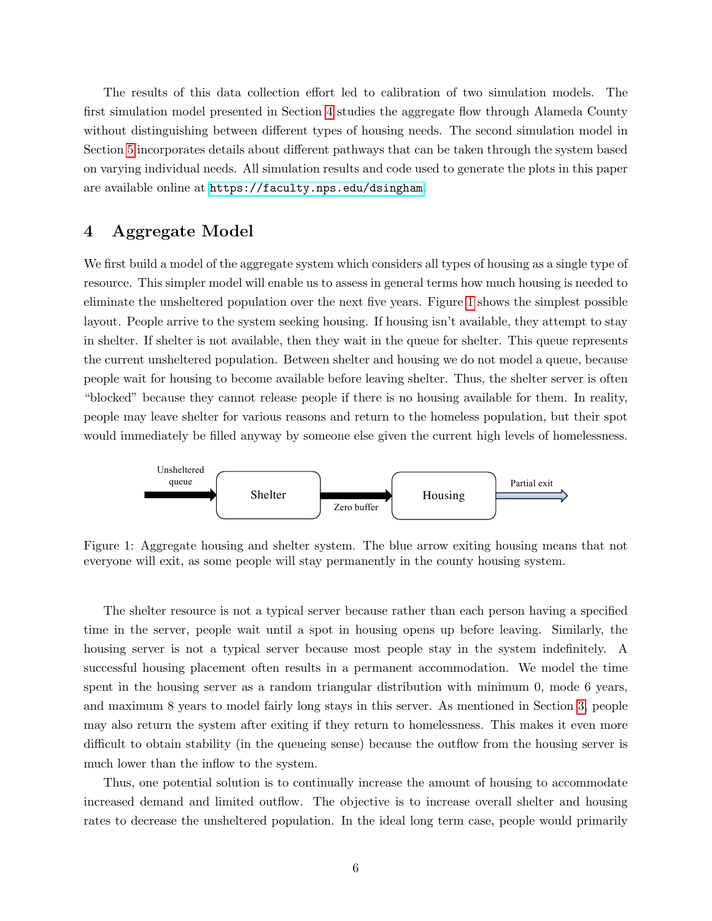The results of this data collection effort led to calibration of two simulation models. The first simulation model presented in Section 4 studies the aggregate flow through Alameda County without distinguishing between different types of housing needs. The second simulation model in Section 5 incorporates details about different pathways that can be taken through the system based on varying individual needs. All simulation results and code used to generate the plots in this paper are available online at https://faculty.nps.edu/dsingham.

## 4 Aggregate Model

We first build a model of the aggregate system which considers all types of housing as a single type of resource. This simpler model will enable us to assess in general terms how much housing is needed to eliminate the unsheltered population over the next five years. Figure 1 shows the simplest possible layout. People arrive to the system seeking housing. If housing isn't available, they attempt to stay in shelter. If shelter is not available, then they wait in the queue for shelter. This queue represents the current unsheltered population. Between shelter and housing we do not model a queue, because people wait for housing to become available before leaving shelter. Thus, the shelter server is often "blocked" because they cannot release people if there is no housing available for them. In reality, people may leave shelter for various reasons and return to the homeless population, but their spot would immediately be filled anyway by someone else given the current high levels of homelessness.

Unsheltered queue → Shelter → (Zero buffer) → Housing → Partial exit

Figure 1: Aggregate housing and shelter system. The blue arrow exiting housing means that not everyone will exit, as some people will stay permanently in the county housing system.

The shelter resource is not a typical server because rather than each person having a specified time in the server, people wait until a spot in housing opens up before leaving. Similarly, the housing server is not a typical server because most people stay in the system indefinitely. A successful housing placement often results in a permanent accommodation. We model the time spent in the housing server as a random triangular distribution with minimum 0, mode 6 years, and maximum 8 years to model fairly long stays in this server. As mentioned in Section 3, people may also return the system after exiting if they return to homelessness. This makes it even more difficult to obtain stability (in the queueing sense) because the outflow from the housing server is much lower than the inflow to the system.

Thus, one potential solution is to continually increase the amount of housing to accommodate increased demand and limited outflow. The objective is to increase overall shelter and housing rates to decrease the unsheltered population. In the ideal long term case, people would primarily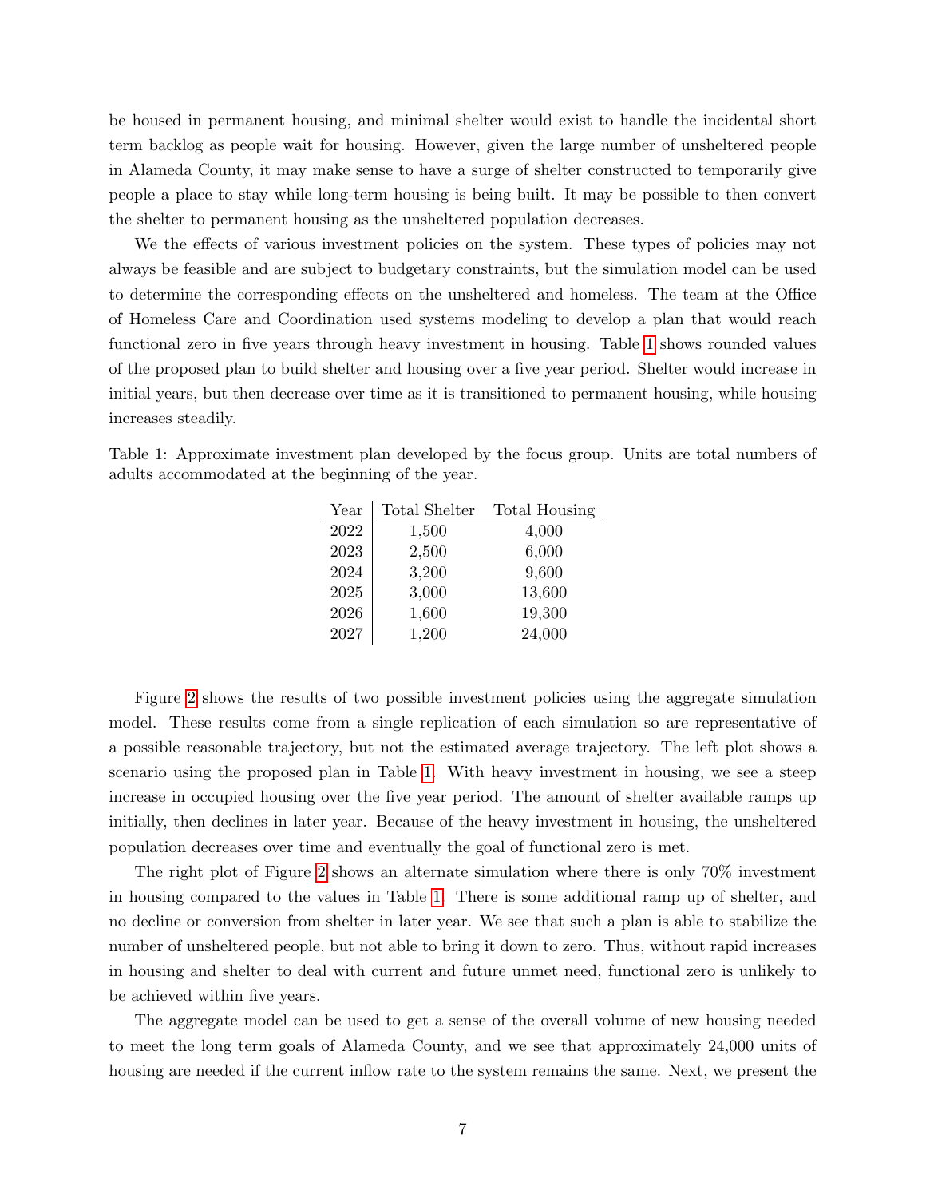be housed in permanent housing, and minimal shelter would exist to handle the incidental short term backlog as people wait for housing. However, given the large number of unsheltered people in Alameda County, it may make sense to have a surge of shelter constructed to temporarily give people a place to stay while long-term housing is being built. It may be possible to then convert the shelter to permanent housing as the unsheltered population decreases.

We the effects of various investment policies on the system. These types of policies may not always be feasible and are subject to budgetary constraints, but the simulation model can be used to determine the corresponding effects on the unsheltered and homeless. The team at the Office of Homeless Care and Coordination used systems modeling to develop a plan that would reach functional zero in five years through heavy investment in housing. Table 1 shows rounded values of the proposed plan to build shelter and housing over a five year period. Shelter would increase in initial years, but then decrease over time as it is transitioned to permanent housing, while housing increases steadily.

Table 1: Approximate investment plan developed by the focus group. Units are total numbers of adults accommodated at the beginning of the year.

| Year | Total Shelter | Total Housing |
|---|---|---|
| 2022 | 1,500 | 4,000 |
| 2023 | 2,500 | 6,000 |
| 2024 | 3,200 | 9,600 |
| 2025 | 3,000 | 13,600 |
| 2026 | 1,600 | 19,300 |
| 2027 | 1,200 | 24,000 |

Figure 2 shows the results of two possible investment policies using the aggregate simulation model. These results come from a single replication of each simulation so are representative of a possible reasonable trajectory, but not the estimated average trajectory. The left plot shows a scenario using the proposed plan in Table 1. With heavy investment in housing, we see a steep increase in occupied housing over the five year period. The amount of shelter available ramps up initially, then declines in later year. Because of the heavy investment in housing, the unsheltered population decreases over time and eventually the goal of functional zero is met.

The right plot of Figure 2 shows an alternate simulation where there is only 70% investment in housing compared to the values in Table 1. There is some additional ramp up of shelter, and no decline or conversion from shelter in later year. We see that such a plan is able to stabilize the number of unsheltered people, but not able to bring it down to zero. Thus, without rapid increases in housing and shelter to deal with current and future unmet need, functional zero is unlikely to be achieved within five years.

The aggregate model can be used to get a sense of the overall volume of new housing needed to meet the long term goals of Alameda County, and we see that approximately 24,000 units of housing are needed if the current inflow rate to the system remains the same. Next, we present the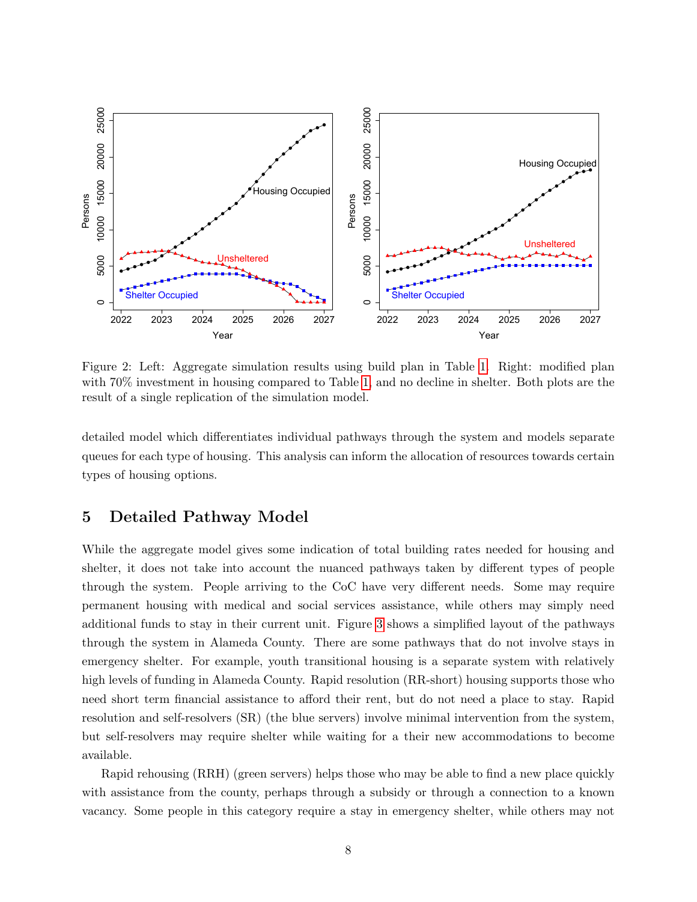Figure 2: Left: Aggregate simulation results using build plan in Table 1. Right: modified plan with 70% investment in housing compared to Table 1, and no decline in shelter. Both plots are the result of a single replication of the simulation model.

detailed model which differentiates individual pathways through the system and models separate queues for each type of housing. This analysis can inform the allocation of resources towards certain types of housing options.

## 5 Detailed Pathway Model

While the aggregate model gives some indication of total building rates needed for housing and shelter, it does not take into account the nuanced pathways taken by different types of people through the system. People arriving to the CoC have very different needs. Some may require permanent housing with medical and social services assistance, while others may simply need additional funds to stay in their current unit. Figure 3 shows a simplified layout of the pathways through the system in Alameda County. There are some pathways that do not involve stays in emergency shelter. For example, youth transitional housing is a separate system with relatively high levels of funding in Alameda County. Rapid resolution (RR-short) housing supports those who need short term financial assistance to afford their rent, but do not need a place to stay. Rapid resolution and self-resolvers (SR) (the blue servers) involve minimal intervention from the system, but self-resolvers may require shelter while waiting for a their new accommodations to become available.

Rapid rehousing (RRH) (green servers) helps those who may be able to find a new place quickly with assistance from the county, perhaps through a subsidy or through a connection to a known vacancy. Some people in this category require a stay in emergency shelter, while others may not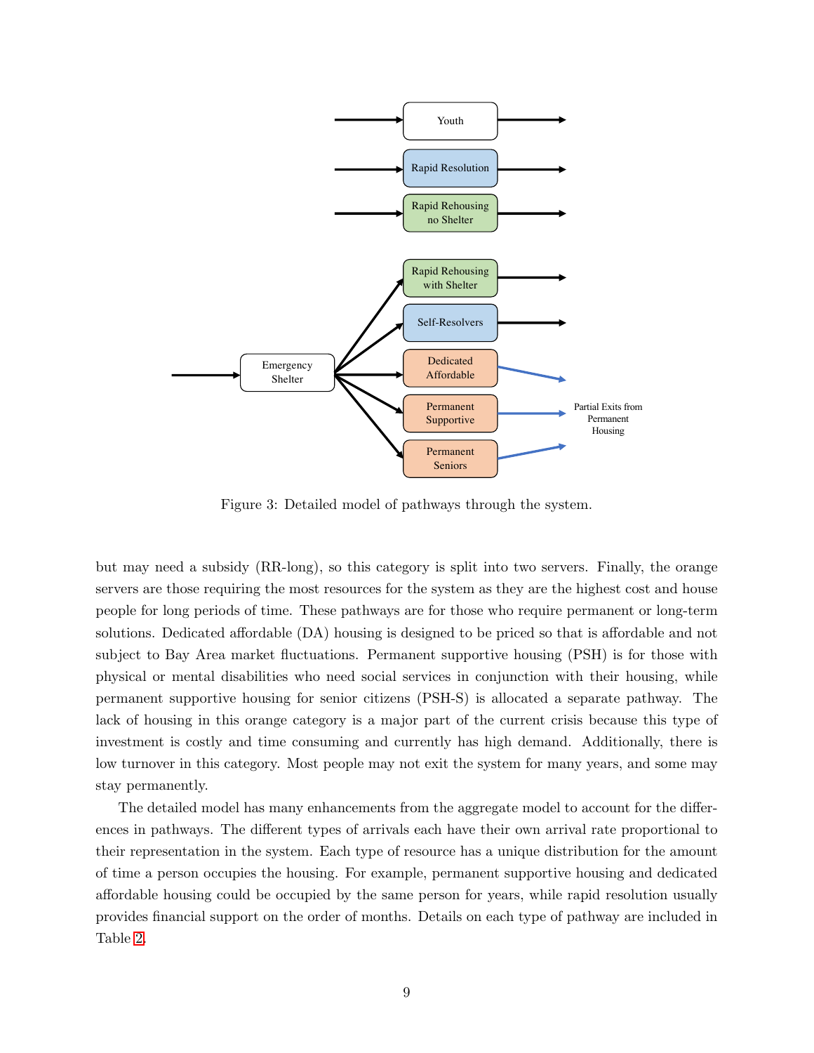Figure 3: Detailed model of pathways through the system.

but may need a subsidy (RR-long), so this category is split into two servers. Finally, the orange servers are those requiring the most resources for the system as they are the highest cost and house people for long periods of time. These pathways are for those who require permanent or long-term solutions. Dedicated affordable (DA) housing is designed to be priced so that is affordable and not subject to Bay Area market fluctuations. Permanent supportive housing (PSH) is for those with physical or mental disabilities who need social services in conjunction with their housing, while permanent supportive housing for senior citizens (PSH-S) is allocated a separate pathway. The lack of housing in this orange category is a major part of the current crisis because this type of investment is costly and time consuming and currently has high demand. Additionally, there is low turnover in this category. Most people may not exit the system for many years, and some may stay permanently.

The detailed model has many enhancements from the aggregate model to account for the differences in pathways. The different types of arrivals each have their own arrival rate proportional to their representation in the system. Each type of resource has a unique distribution for the amount of time a person occupies the housing. For example, permanent supportive housing and dedicated affordable housing could be occupied by the same person for years, while rapid resolution usually provides financial support on the order of months. Details on each type of pathway are included in Table 2.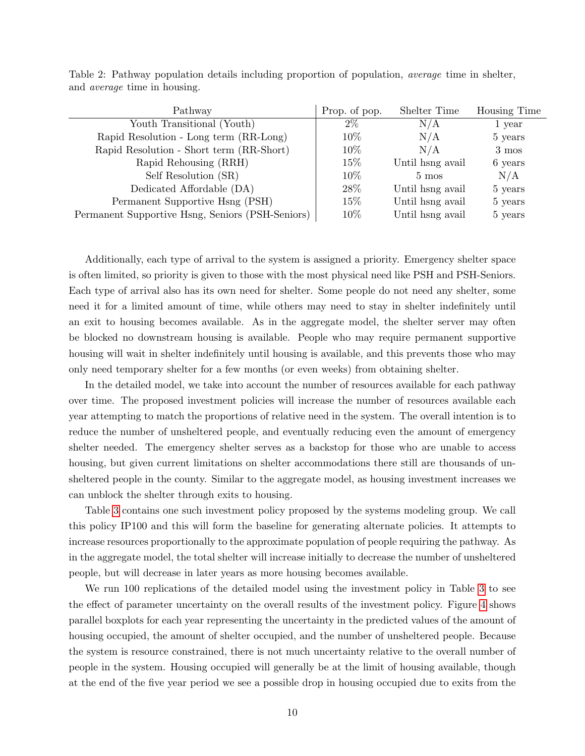Table 2: Pathway population details including proportion of population, *average* time in shelter, and *average* time in housing.

| Pathway | Prop. of pop. | Shelter Time | Housing Time |
|---|---|---|---|
| Youth Transitional (Youth) | 2% | N/A | 1 year |
| Rapid Resolution - Long term (RR-Long) | 10% | N/A | 5 years |
| Rapid Resolution - Short term (RR-Short) | 10% | N/A | 3 mos |
| Rapid Rehousing (RRH) | 15% | Until hsng avail | 6 years |
| Self Resolution (SR) | 10% | 5 mos | N/A |
| Dedicated Affordable (DA) | 28% | Until hsng avail | 5 years |
| Permanent Supportive Hsng (PSH) | 15% | Until hsng avail | 5 years |
| Permanent Supportive Hsng, Seniors (PSH-Seniors) | 10% | Until hsng avail | 5 years |

Additionally, each type of arrival to the system is assigned a priority. Emergency shelter space is often limited, so priority is given to those with the most physical need like PSH and PSH-Seniors. Each type of arrival also has its own need for shelter. Some people do not need any shelter, some need it for a limited amount of time, while others may need to stay in shelter indefinitely until an exit to housing becomes available. As in the aggregate model, the shelter server may often be blocked no downstream housing is available. People who may require permanent supportive housing will wait in shelter indefinitely until housing is available, and this prevents those who may only need temporary shelter for a few months (or even weeks) from obtaining shelter.

In the detailed model, we take into account the number of resources available for each pathway over time. The proposed investment policies will increase the number of resources available each year attempting to match the proportions of relative need in the system. The overall intention is to reduce the number of unsheltered people, and eventually reducing even the amount of emergency shelter needed. The emergency shelter serves as a backstop for those who are unable to access housing, but given current limitations on shelter accommodations there still are thousands of unsheltered people in the county. Similar to the aggregate model, as housing investment increases we can unblock the shelter through exits to housing.

Table 3 contains one such investment policy proposed by the systems modeling group. We call this policy IP100 and this will form the baseline for generating alternate policies. It attempts to increase resources proportionally to the approximate population of people requiring the pathway. As in the aggregate model, the total shelter will increase initially to decrease the number of unsheltered people, but will decrease in later years as more housing becomes available.

We run 100 replications of the detailed model using the investment policy in Table 3 to see the effect of parameter uncertainty on the overall results of the investment policy. Figure 4 shows parallel boxplots for each year representing the uncertainty in the predicted values of the amount of housing occupied, the amount of shelter occupied, and the number of unsheltered people. Because the system is resource constrained, there is not much uncertainty relative to the overall number of people in the system. Housing occupied will generally be at the limit of housing available, though at the end of the five year period we see a possible drop in housing occupied due to exits from the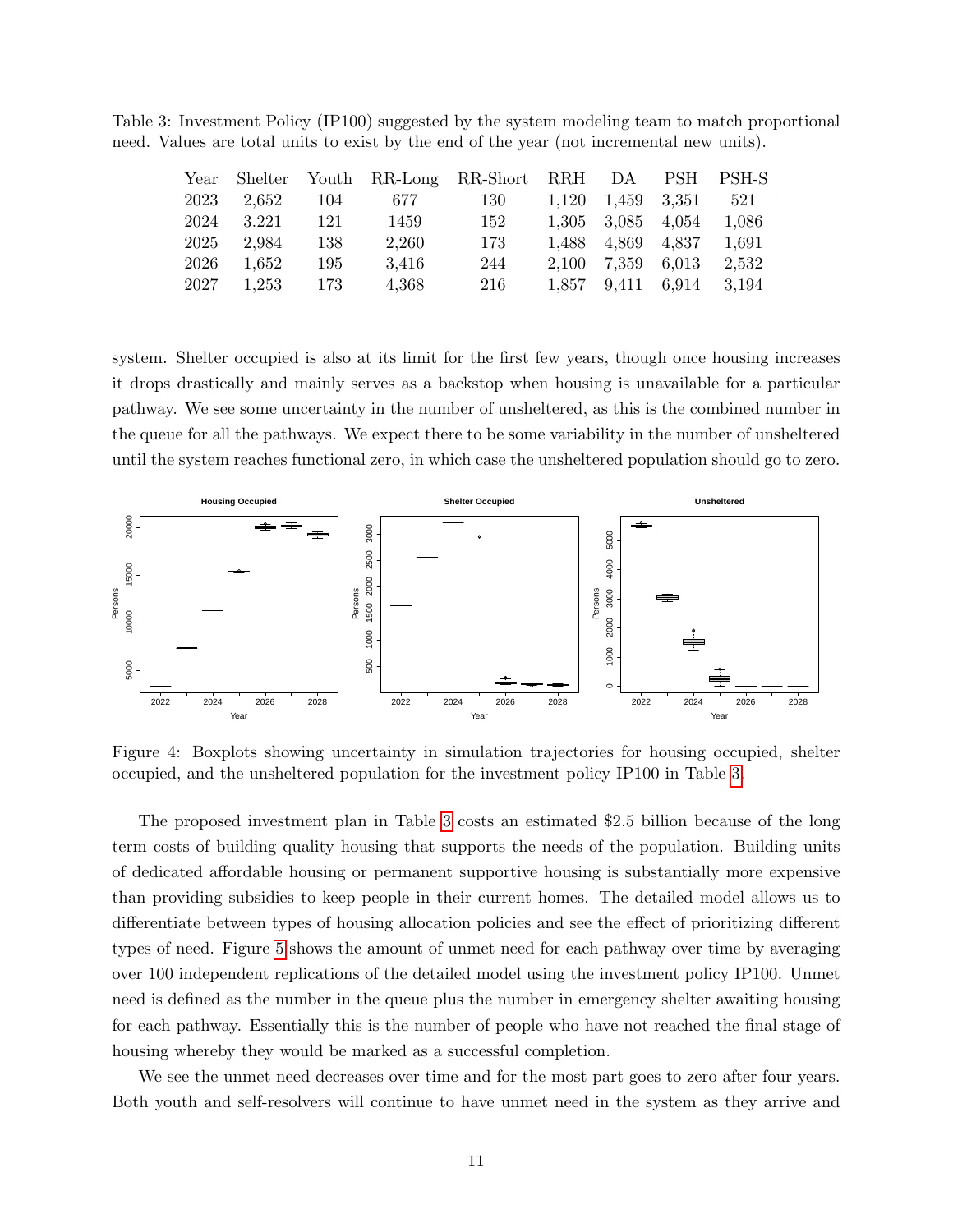Table 3: Investment Policy (IP100) suggested by the system modeling team to match proportional need. Values are total units to exist by the end of the year (not incremental new units).

| Year | Shelter | Youth | RR-Long | RR-Short | RRH | DA | PSH | PSH-S |
|---|---|---|---|---|---|---|---|---|
| 2023 | 2,652 | 104 | 677 | 130 | 1,120 | 1,459 | 3,351 | 521 |
| 2024 | 3.221 | 121 | 1459 | 152 | 1,305 | 3,085 | 4,054 | 1,086 |
| 2025 | 2,984 | 138 | 2,260 | 173 | 1,488 | 4,869 | 4,837 | 1,691 |
| 2026 | 1,652 | 195 | 3,416 | 244 | 2,100 | 7,359 | 6,013 | 2,532 |
| 2027 | 1,253 | 173 | 4,368 | 216 | 1,857 | 9,411 | 6,914 | 3,194 |

system. Shelter occupied is also at its limit for the first few years, though once housing increases it drops drastically and mainly serves as a backstop when housing is unavailable for a particular pathway. We see some uncertainty in the number of unsheltered, as this is the combined number in the queue for all the pathways. We expect there to be some variability in the number of unsheltered until the system reaches functional zero, in which case the unsheltered population should go to zero.

Figure 4: Boxplots showing uncertainty in simulation trajectories for housing occupied, shelter occupied, and the unsheltered population for the investment policy IP100 in Table 3.

The proposed investment plan in Table 3 costs an estimated $2.5 billion because of the long term costs of building quality housing that supports the needs of the population. Building units of dedicated affordable housing or permanent supportive housing is substantially more expensive than providing subsidies to keep people in their current homes. The detailed model allows us to differentiate between types of housing allocation policies and see the effect of prioritizing different types of need. Figure 5 shows the amount of unmet need for each pathway over time by averaging over 100 independent replications of the detailed model using the investment policy IP100. Unmet need is defined as the number in the queue plus the number in emergency shelter awaiting housing for each pathway. Essentially this is the number of people who have not reached the final stage of housing whereby they would be marked as a successful completion.

We see the unmet need decreases over time and for the most part goes to zero after four years. Both youth and self-resolvers will continue to have unmet need in the system as they arrive and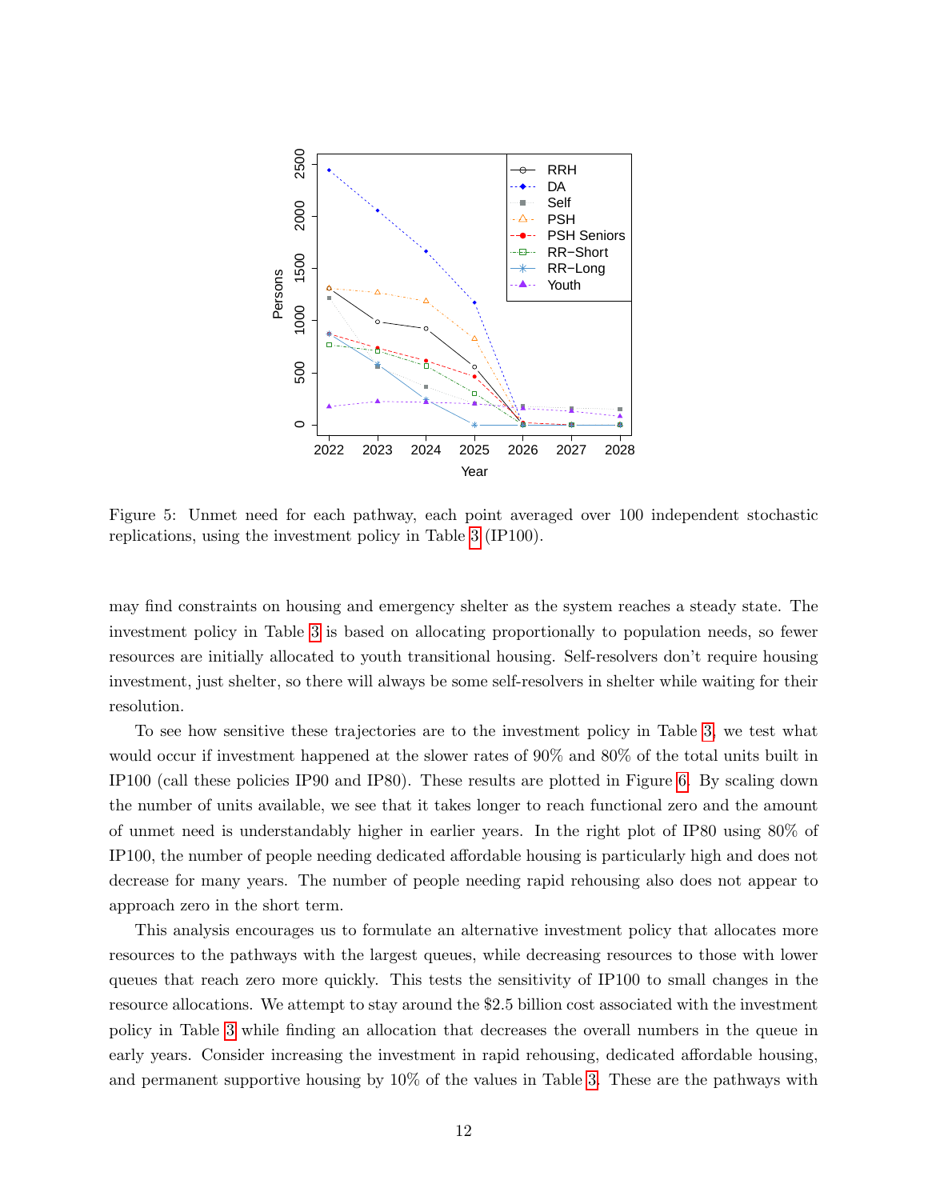Figure 5: Unmet need for each pathway, each point averaged over 100 independent stochastic replications, using the investment policy in Table 3 (IP100).

may find constraints on housing and emergency shelter as the system reaches a steady state. The investment policy in Table 3 is based on allocating proportionally to population needs, so fewer resources are initially allocated to youth transitional housing. Self-resolvers don't require housing investment, just shelter, so there will always be some self-resolvers in shelter while waiting for their resolution.

To see how sensitive these trajectories are to the investment policy in Table 3, we test what would occur if investment happened at the slower rates of 90% and 80% of the total units built in IP100 (call these policies IP90 and IP80). These results are plotted in Figure 6. By scaling down the number of units available, we see that it takes longer to reach functional zero and the amount of unmet need is understandably higher in earlier years. In the right plot of IP80 using 80% of IP100, the number of people needing dedicated affordable housing is particularly high and does not decrease for many years. The number of people needing rapid rehousing also does not appear to approach zero in the short term.

This analysis encourages us to formulate an alternative investment policy that allocates more resources to the pathways with the largest queues, while decreasing resources to those with lower queues that reach zero more quickly. This tests the sensitivity of IP100 to small changes in the resource allocations. We attempt to stay around the $2.5 billion cost associated with the investment policy in Table 3 while finding an allocation that decreases the overall numbers in the queue in early years. Consider increasing the investment in rapid rehousing, dedicated affordable housing, and permanent supportive housing by 10% of the values in Table 3. These are the pathways with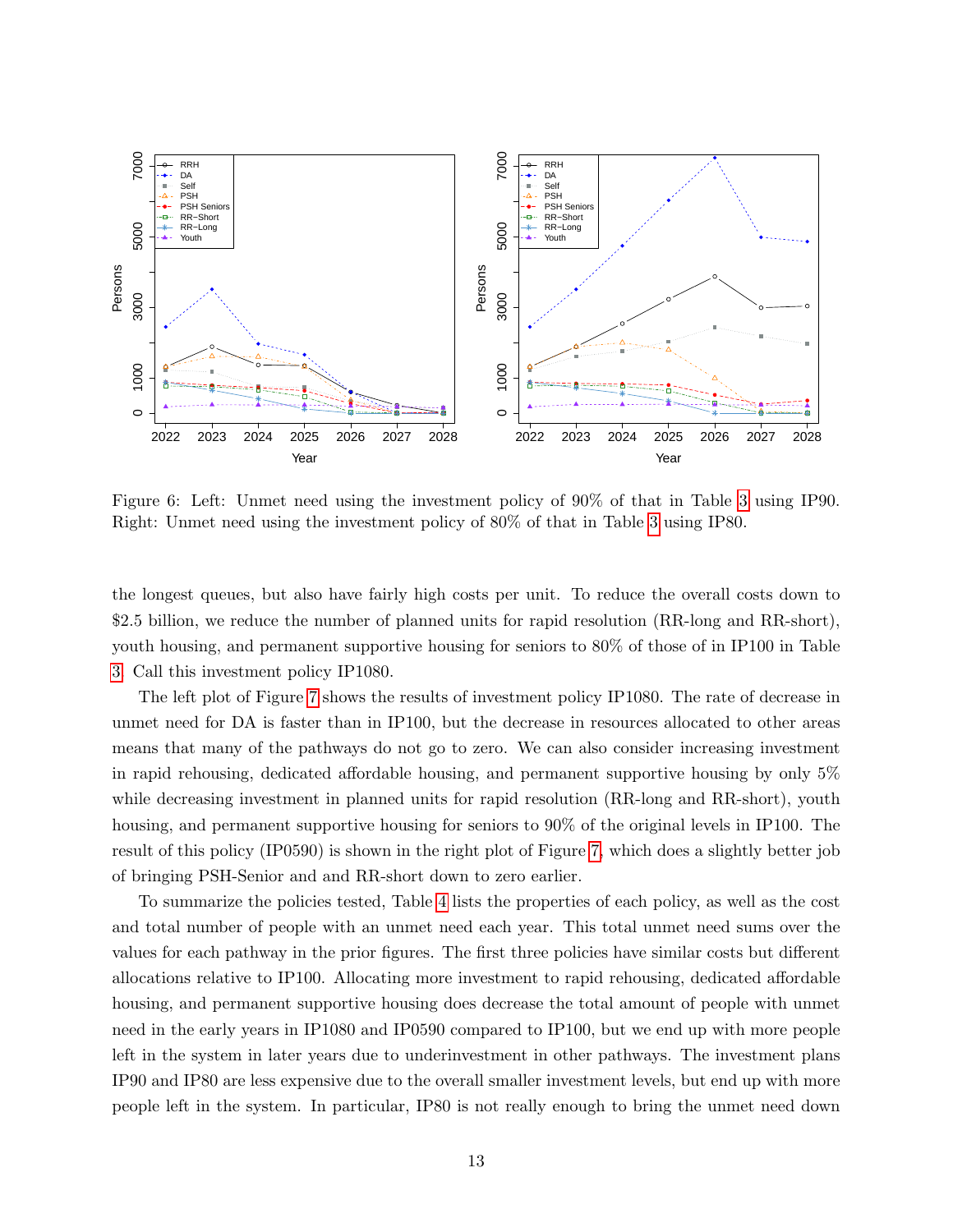Figure 6: Left: Unmet need using the investment policy of 90% of that in Table 3 using IP90. Right: Unmet need using the investment policy of 80% of that in Table 3 using IP80.

the longest queues, but also have fairly high costs per unit. To reduce the overall costs down to \$2.5 billion, we reduce the number of planned units for rapid resolution (RR-long and RR-short), youth housing, and permanent supportive housing for seniors to 80% of those of in IP100 in Table 3. Call this investment policy IP1080.

The left plot of Figure 7 shows the results of investment policy IP1080. The rate of decrease in unmet need for DA is faster than in IP100, but the decrease in resources allocated to other areas means that many of the pathways do not go to zero. We can also consider increasing investment in rapid rehousing, dedicated affordable housing, and permanent supportive housing by only 5% while decreasing investment in planned units for rapid resolution (RR-long and RR-short), youth housing, and permanent supportive housing for seniors to 90% of the original levels in IP100. The result of this policy (IP0590) is shown in the right plot of Figure 7, which does a slightly better job of bringing PSH-Senior and and RR-short down to zero earlier.

To summarize the policies tested, Table 4 lists the properties of each policy, as well as the cost and total number of people with an unmet need each year. This total unmet need sums over the values for each pathway in the prior figures. The first three policies have similar costs but different allocations relative to IP100. Allocating more investment to rapid rehousing, dedicated affordable housing, and permanent supportive housing does decrease the total amount of people with unmet need in the early years in IP1080 and IP0590 compared to IP100, but we end up with more people left in the system in later years due to underinvestment in other pathways. The investment plans IP90 and IP80 are less expensive due to the overall smaller investment levels, but end up with more people left in the system. In particular, IP80 is not really enough to bring the unmet need down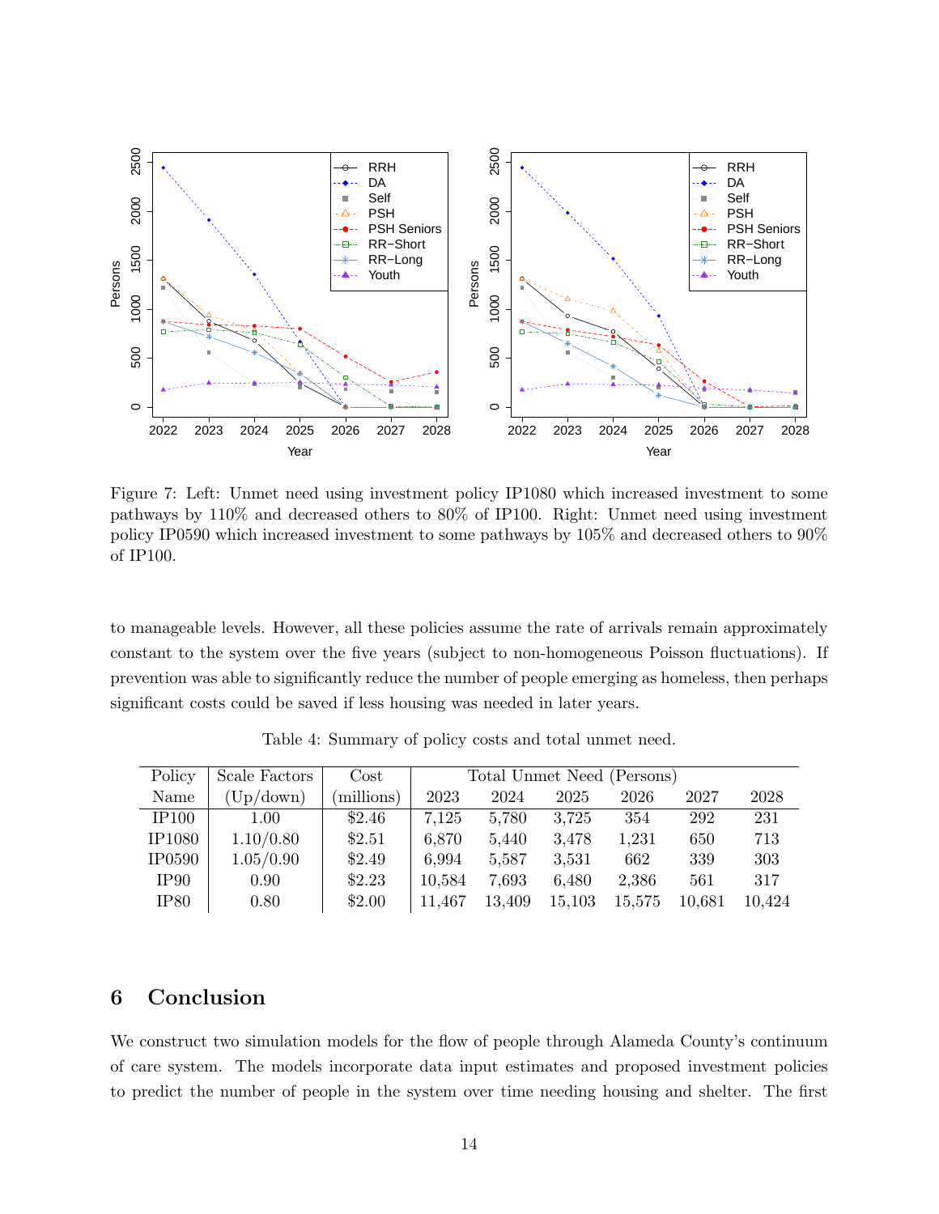Figure 7: Left: Unmet need using investment policy IP1080 which increased investment to some pathways by 110% and decreased others to 80% of IP100. Right: Unmet need using investment policy IP0590 which increased investment to some pathways by 105% and decreased others to 90% of IP100.

to manageable levels. However, all these policies assume the rate of arrivals remain approximately constant to the system over the five years (subject to non-homogeneous Poisson fluctuations). If prevention was able to significantly reduce the number of people emerging as homeless, then perhaps significant costs could be saved if less housing was needed in later years.

Table 4: Summary of policy costs and total unmet need.

| Policy Name | Scale Factors (Up/down) | Cost (millions) | Total Unmet Need (Persons) 2023 | 2024 | 2025 | 2026 | 2027 | 2028 |
|---|---|---|---|---|---|---|---|---|
| IP100 | 1.00 | \$2.46 | 7,125 | 5,780 | 3,725 | 354 | 292 | 231 |
| IP1080 | 1.10/0.80 | \$2.51 | 6,870 | 5,440 | 3,478 | 1,231 | 650 | 713 |
| IP0590 | 1.05/0.90 | \$2.49 | 6,994 | 5,587 | 3,531 | 662 | 339 | 303 |
| IP90 | 0.90 | \$2.23 | 10,584 | 7,693 | 6,480 | 2,386 | 561 | 317 |
| IP80 | 0.80 | \$2.00 | 11,467 | 13,409 | 15,103 | 15,575 | 10,681 | 10,424 |

## 6 Conclusion

We construct two simulation models for the flow of people through Alameda County's continuum of care system. The models incorporate data input estimates and proposed investment policies to predict the number of people in the system over time needing housing and shelter. The first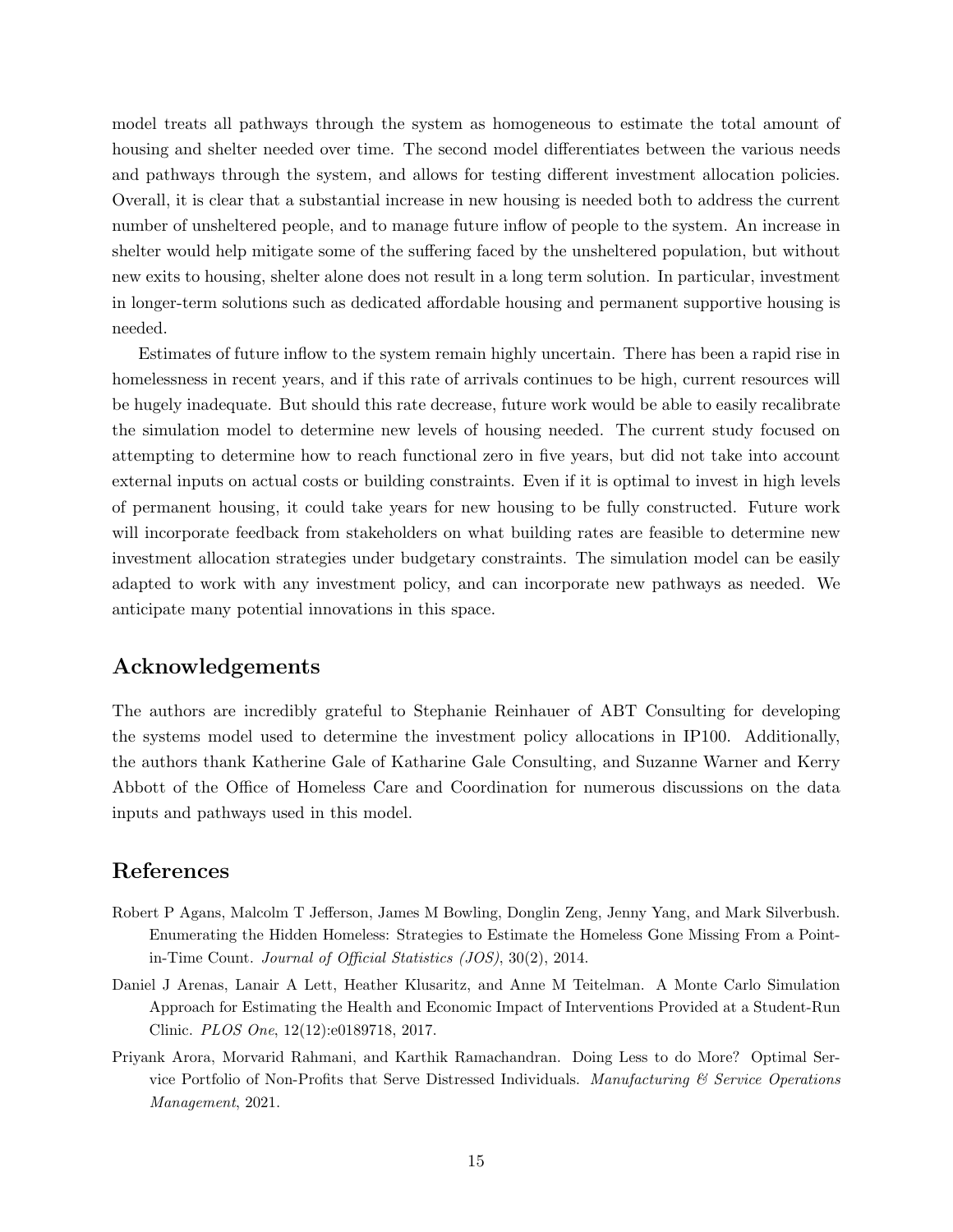model treats all pathways through the system as homogeneous to estimate the total amount of housing and shelter needed over time. The second model differentiates between the various needs and pathways through the system, and allows for testing different investment allocation policies. Overall, it is clear that a substantial increase in new housing is needed both to address the current number of unsheltered people, and to manage future inflow of people to the system. An increase in shelter would help mitigate some of the suffering faced by the unsheltered population, but without new exits to housing, shelter alone does not result in a long term solution. In particular, investment in longer-term solutions such as dedicated affordable housing and permanent supportive housing is needed.

Estimates of future inflow to the system remain highly uncertain. There has been a rapid rise in homelessness in recent years, and if this rate of arrivals continues to be high, current resources will be hugely inadequate. But should this rate decrease, future work would be able to easily recalibrate the simulation model to determine new levels of housing needed. The current study focused on attempting to determine how to reach functional zero in five years, but did not take into account external inputs on actual costs or building constraints. Even if it is optimal to invest in high levels of permanent housing, it could take years for new housing to be fully constructed. Future work will incorporate feedback from stakeholders on what building rates are feasible to determine new investment allocation strategies under budgetary constraints. The simulation model can be easily adapted to work with any investment policy, and can incorporate new pathways as needed. We anticipate many potential innovations in this space.

## Acknowledgements

The authors are incredibly grateful to Stephanie Reinhauer of ABT Consulting for developing the systems model used to determine the investment policy allocations in IP100. Additionally, the authors thank Katherine Gale of Katharine Gale Consulting, and Suzanne Warner and Kerry Abbott of the Office of Homeless Care and Coordination for numerous discussions on the data inputs and pathways used in this model.

## References

Robert P Agans, Malcolm T Jefferson, James M Bowling, Donglin Zeng, Jenny Yang, and Mark Silverbush. Enumerating the Hidden Homeless: Strategies to Estimate the Homeless Gone Missing From a Point-in-Time Count. *Journal of Official Statistics (JOS)*, 30(2), 2014.

Daniel J Arenas, Lanair A Lett, Heather Klusaritz, and Anne M Teitelman. A Monte Carlo Simulation Approach for Estimating the Health and Economic Impact of Interventions Provided at a Student-Run Clinic. *PLOS One*, 12(12):e0189718, 2017.

Priyank Arora, Morvarid Rahmani, and Karthik Ramachandran. Doing Less to do More? Optimal Service Portfolio of Non-Profits that Serve Distressed Individuals. *Manufacturing & Service Operations Management*, 2021.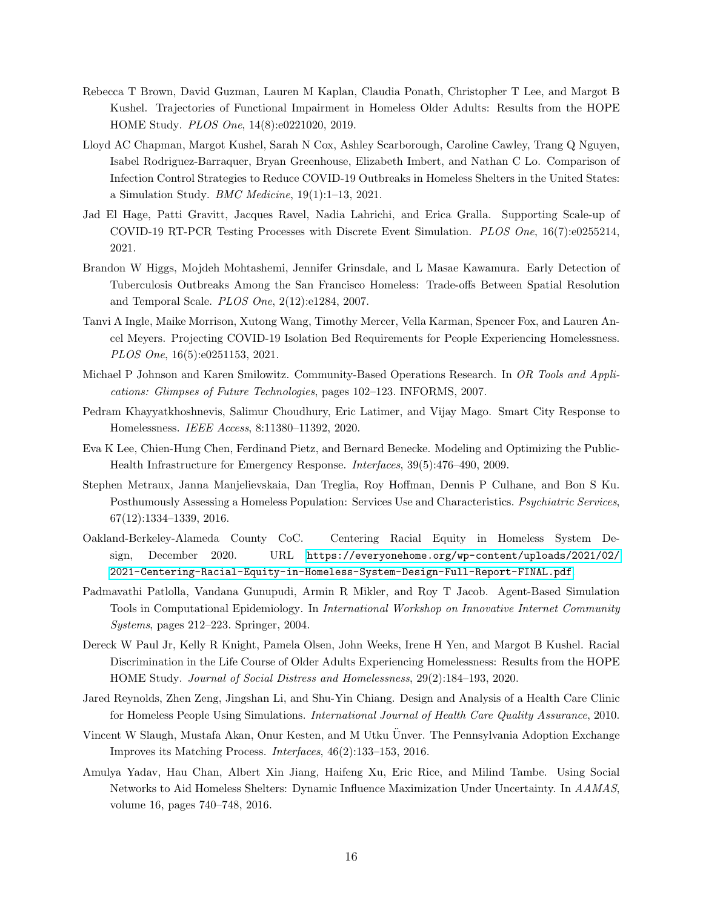Rebecca T Brown, David Guzman, Lauren M Kaplan, Claudia Ponath, Christopher T Lee, and Margot B Kushel. Trajectories of Functional Impairment in Homeless Older Adults: Results from the HOPE HOME Study. *PLOS One*, 14(8):e0221020, 2019.

Lloyd AC Chapman, Margot Kushel, Sarah N Cox, Ashley Scarborough, Caroline Cawley, Trang Q Nguyen, Isabel Rodriguez-Barraquer, Bryan Greenhouse, Elizabeth Imbert, and Nathan C Lo. Comparison of Infection Control Strategies to Reduce COVID-19 Outbreaks in Homeless Shelters in the United States: a Simulation Study. *BMC Medicine*, 19(1):1–13, 2021.

Jad El Hage, Patti Gravitt, Jacques Ravel, Nadia Lahrichi, and Erica Gralla. Supporting Scale-up of COVID-19 RT-PCR Testing Processes with Discrete Event Simulation. *PLOS One*, 16(7):e0255214, 2021.

Brandon W Higgs, Mojdeh Mohtashemi, Jennifer Grinsdale, and L Masae Kawamura. Early Detection of Tuberculosis Outbreaks Among the San Francisco Homeless: Trade-offs Between Spatial Resolution and Temporal Scale. *PLOS One*, 2(12):e1284, 2007.

Tanvi A Ingle, Maike Morrison, Xutong Wang, Timothy Mercer, Vella Karman, Spencer Fox, and Lauren Ancel Meyers. Projecting COVID-19 Isolation Bed Requirements for People Experiencing Homelessness. *PLOS One*, 16(5):e0251153, 2021.

Michael P Johnson and Karen Smilowitz. Community-Based Operations Research. In *OR Tools and Applications: Glimpses of Future Technologies*, pages 102–123. INFORMS, 2007.

Pedram Khayyatkhoshnevis, Salimur Choudhury, Eric Latimer, and Vijay Mago. Smart City Response to Homelessness. *IEEE Access*, 8:11380–11392, 2020.

Eva K Lee, Chien-Hung Chen, Ferdinand Pietz, and Bernard Benecke. Modeling and Optimizing the Public-Health Infrastructure for Emergency Response. *Interfaces*, 39(5):476–490, 2009.

Stephen Metraux, Janna Manjelievskaia, Dan Treglia, Roy Hoffman, Dennis P Culhane, and Bon S Ku. Posthumously Assessing a Homeless Population: Services Use and Characteristics. *Psychiatric Services*, 67(12):1334–1339, 2016.

Oakland-Berkeley-Alameda County CoC. Centering Racial Equity in Homeless System Design, December 2020. URL https://everyonehome.org/wp-content/uploads/2021/02/2021-Centering-Racial-Equity-in-Homeless-System-Design-Full-Report-FINAL.pdf.

Padmavathi Patlolla, Vandana Gunupudi, Armin R Mikler, and Roy T Jacob. Agent-Based Simulation Tools in Computational Epidemiology. In *International Workshop on Innovative Internet Community Systems*, pages 212–223. Springer, 2004.

Dereck W Paul Jr, Kelly R Knight, Pamela Olsen, John Weeks, Irene H Yen, and Margot B Kushel. Racial Discrimination in the Life Course of Older Adults Experiencing Homelessness: Results from the HOPE HOME Study. *Journal of Social Distress and Homelessness*, 29(2):184–193, 2020.

Jared Reynolds, Zhen Zeng, Jingshan Li, and Shu-Yin Chiang. Design and Analysis of a Health Care Clinic for Homeless People Using Simulations. *International Journal of Health Care Quality Assurance*, 2010.

Vincent W Slaugh, Mustafa Akan, Onur Kesten, and M Utku Ünver. The Pennsylvania Adoption Exchange Improves its Matching Process. *Interfaces*, 46(2):133–153, 2016.

Amulya Yadav, Hau Chan, Albert Xin Jiang, Haifeng Xu, Eric Rice, and Milind Tambe. Using Social Networks to Aid Homeless Shelters: Dynamic Influence Maximization Under Uncertainty. In *AAMAS*, volume 16, pages 740–748, 2016.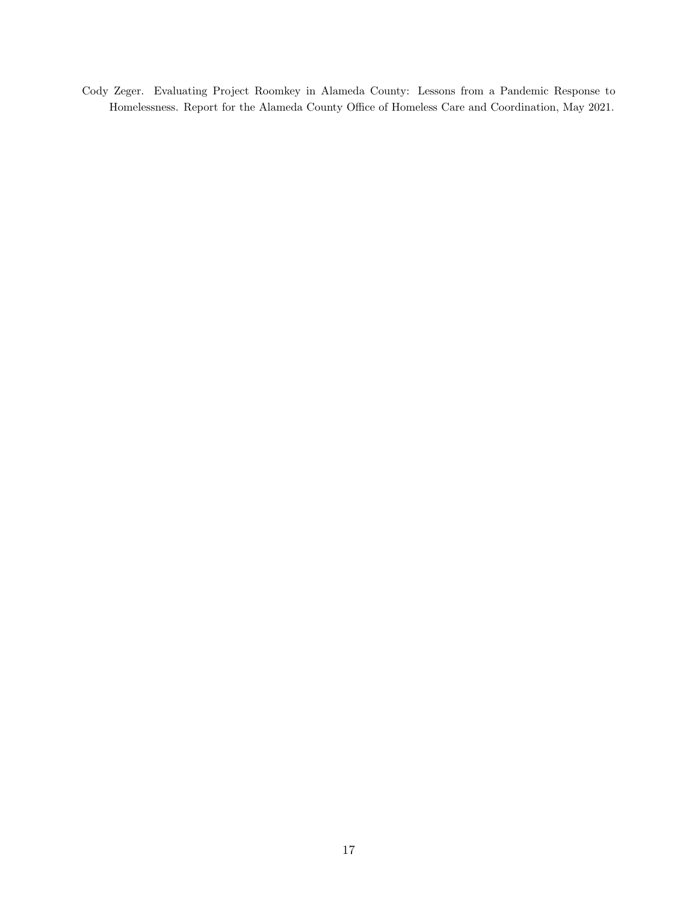Cody Zeger. Evaluating Project Roomkey in Alameda County: Lessons from a Pandemic Response to Homelessness. Report for the Alameda County Office of Homeless Care and Coordination, May 2021.